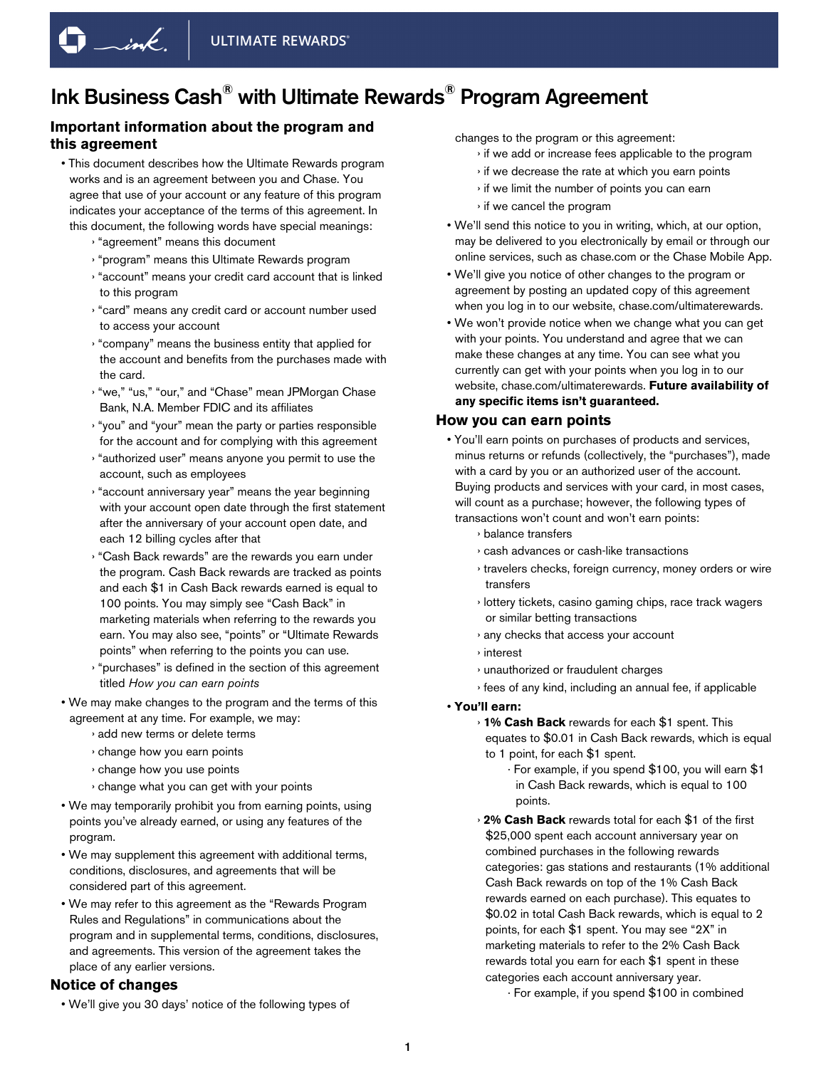# Ink Business Cash® with Ultimate Rewards® Program Agreement

## Important information about the program and this agreement

- This document describes how the Ultimate Rewards program works and is an agreement between you and Chase. You agree that use of your account or any feature of this program indicates your acceptance of the terms of this agreement. In this document, the following words have special meanings:
  - "agreement" means this document
  - "program" means this Ultimate Rewards program
  - "account" means your credit card account that is linked to this program
  - "card" means any credit card or account number used to access your account
  - "company" means the business entity that applied for the account and benefits from the purchases made with the card.
  - "we," "us," "our," and "Chase" mean JPMorgan Chase Bank, N.A. Member FDIC and its affiliates
  - "you" and "your" mean the party or parties responsible for the account and for complying with this agreement
  - "authorized user" means anyone you permit to use the account, such as employees
  - "account anniversary year" means the year beginning with your account open date through the first statement after the anniversary of your account open date, and each 12 billing cycles after that
  - "Cash Back rewards" are the rewards you earn under the program. Cash Back rewards are tracked as points and each $1 in Cash Back rewards earned is equal to 100 points. You may simply see "Cash Back" in marketing materials when referring to the rewards you earn. You may also see, "points" or "Ultimate Rewards points" when referring to the points you can use.
  - "purchases" is defined in the section of this agreement titled *How you can earn points*
- We may make changes to the program and the terms of this agreement at any time. For example, we may:
  - add new terms or delete terms
  - change how you earn points
  - change how you use points
  - change what you can get with your points
- We may temporarily prohibit you from earning points, using points you've already earned, or using any features of the program.
- We may supplement this agreement with additional terms, conditions, disclosures, and agreements that will be considered part of this agreement.
- We may refer to this agreement as the "Rewards Program Rules and Regulations" in communications about the program and in supplemental terms, conditions, disclosures, and agreements. This version of the agreement takes the place of any earlier versions.

## Notice of changes

- We'll give you 30 days' notice of the following types of changes to the program or this agreement:
  - if we add or increase fees applicable to the program
  - if we decrease the rate at which you earn points
  - if we limit the number of points you can earn
  - if we cancel the program
- We'll send this notice to you in writing, which, at our option, may be delivered to you electronically by email or through our online services, such as chase.com or the Chase Mobile App.
- We'll give you notice of other changes to the program or agreement by posting an updated copy of this agreement when you log in to our website, chase.com/ultimaterewards.
- We won't provide notice when we change what you can get with your points. You understand and agree that we can make these changes at any time. You can see what you currently can get with your points when you log in to our website, chase.com/ultimaterewards. **Future availability of any specific items isn't guaranteed.**

## How you can earn points

- You'll earn points on purchases of products and services, minus returns or refunds (collectively, the "purchases"), made with a card by you or an authorized user of the account. Buying products and services with your card, in most cases, will count as a purchase; however, the following types of transactions won't count and won't earn points:
  - balance transfers
  - cash advances or cash-like transactions
  - travelers checks, foreign currency, money orders or wire transfers
  - lottery tickets, casino gaming chips, race track wagers or similar betting transactions
  - any checks that access your account
  - interest
  - unauthorized or fraudulent charges
  - fees of any kind, including an annual fee, if applicable
- **You'll earn:**
  - **1% Cash Back** rewards for each $1 spent. This equates to $0.01 in Cash Back rewards, which is equal to 1 point, for each $1 spent.
    - For example, if you spend $100, you will earn $1 in Cash Back rewards, which is equal to 100 points.
  - **2% Cash Back** rewards total for each $1 of the first $25,000 spent each account anniversary year on combined purchases in the following rewards categories: gas stations and restaurants (1% additional Cash Back rewards on top of the 1% Cash Back rewards earned on each purchase). This equates to $0.02 in total Cash Back rewards, which is equal to 2 points, for each $1 spent. You may see "2X" in marketing materials to refer to the 2% Cash Back rewards total you earn for each $1 spent in these categories each account anniversary year.
    - For example, if you spend $100 in combined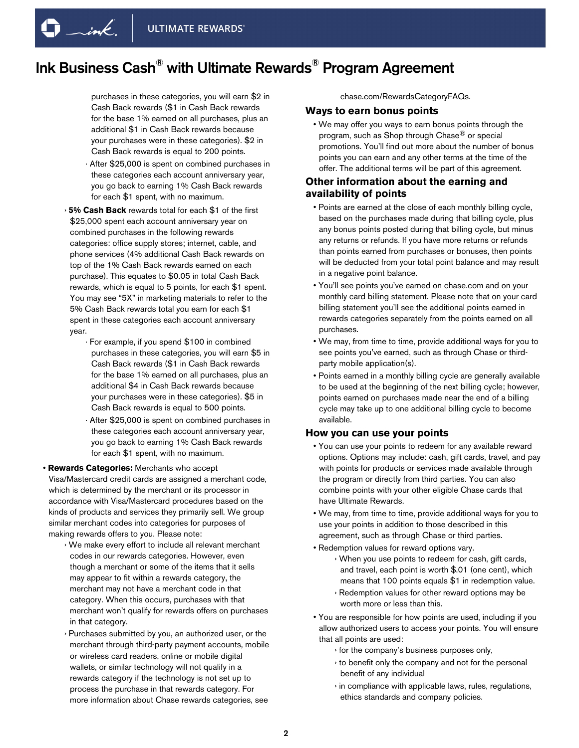# Ink Business Cash® with Ultimate Rewards® Program Agreement

- purchases in these categories, you will earn $2 in Cash Back rewards ($1 in Cash Back rewards for the base 1% earned on all purchases, plus an additional $1 in Cash Back rewards because your purchases were in these categories). $2 in Cash Back rewards is equal to 200 points.
  - After $25,000 is spent on combined purchases in these categories each account anniversary year, you go back to earning 1% Cash Back rewards for each $1 spent, with no maximum.
- **5% Cash Back** rewards total for each $1 of the first $25,000 spent each account anniversary year on combined purchases in the following rewards categories: office supply stores; internet, cable, and phone services (4% additional Cash Back rewards on top of the 1% Cash Back rewards earned on each purchase). This equates to $0.05 in total Cash Back rewards, which is equal to 5 points, for each $1 spent. You may see "5X" in marketing materials to refer to the 5% Cash Back rewards total you earn for each $1 spent in these categories each account anniversary year.
  - For example, if you spend $100 in combined purchases in these categories, you will earn $5 in Cash Back rewards ($1 in Cash Back rewards for the base 1% earned on all purchases, plus an additional $4 in Cash Back rewards because your purchases were in these categories). $5 in Cash Back rewards is equal to 500 points.
  - After $25,000 is spent on combined purchases in these categories each account anniversary year, you go back to earning 1% Cash Back rewards for each $1 spent, with no maximum.

- **Rewards Categories:** Merchants who accept Visa/Mastercard credit cards are assigned a merchant code, which is determined by the merchant or its processor in accordance with Visa/Mastercard procedures based on the kinds of products and services they primarily sell. We group similar merchant codes into categories for purposes of making rewards offers to you. Please note:
  - We make every effort to include all relevant merchant codes in our rewards categories. However, even though a merchant or some of the items that it sells may appear to fit within a rewards category, the merchant may not have a merchant code in that category. When this occurs, purchases with that merchant won't qualify for rewards offers on purchases in that category.
  - Purchases submitted by you, an authorized user, or the merchant through third-party payment accounts, mobile or wireless card readers, online or mobile digital wallets, or similar technology will not qualify in a rewards category if the technology is not set up to process the purchase in that rewards category. For more information about Chase rewards categories, see chase.com/RewardsCategoryFAQs.

## Ways to earn bonus points

- We may offer you ways to earn bonus points through the program, such as Shop through Chase® or special promotions. You'll find out more about the number of bonus points you can earn and any other terms at the time of the offer. The additional terms will be part of this agreement.

## Other information about the earning and availability of points

- Points are earned at the close of each monthly billing cycle, based on the purchases made during that billing cycle, plus any bonus points posted during that billing cycle, but minus any returns or refunds. If you have more returns or refunds than points earned from purchases or bonuses, then points will be deducted from your total point balance and may result in a negative point balance.
- You'll see points you've earned on chase.com and on your monthly card billing statement. Please note that on your card billing statement you'll see the additional points earned in rewards categories separately from the points earned on all purchases.
- We may, from time to time, provide additional ways for you to see points you've earned, such as through Chase or third-party mobile application(s).
- Points earned in a monthly billing cycle are generally available to be used at the beginning of the next billing cycle; however, points earned on purchases made near the end of a billing cycle may take up to one additional billing cycle to become available.

## How you can use your points

- You can use your points to redeem for any available reward options. Options may include: cash, gift cards, travel, and pay with points for products or services made available through the program or directly from third parties. You can also combine points with your other eligible Chase cards that have Ultimate Rewards.
- We may, from time to time, provide additional ways for you to use your points in addition to those described in this agreement, such as through Chase or third parties.
- Redemption values for reward options vary.
  - When you use points to redeem for cash, gift cards, and travel, each point is worth $.01 (one cent), which means that 100 points equals $1 in redemption value.
  - Redemption values for other reward options may be worth more or less than this.
- You are responsible for how points are used, including if you allow authorized users to access your points. You will ensure that all points are used:
  - for the company's business purposes only,
  - to benefit only the company and not for the personal benefit of any individual
  - in compliance with applicable laws, rules, regulations, ethics standards and company policies.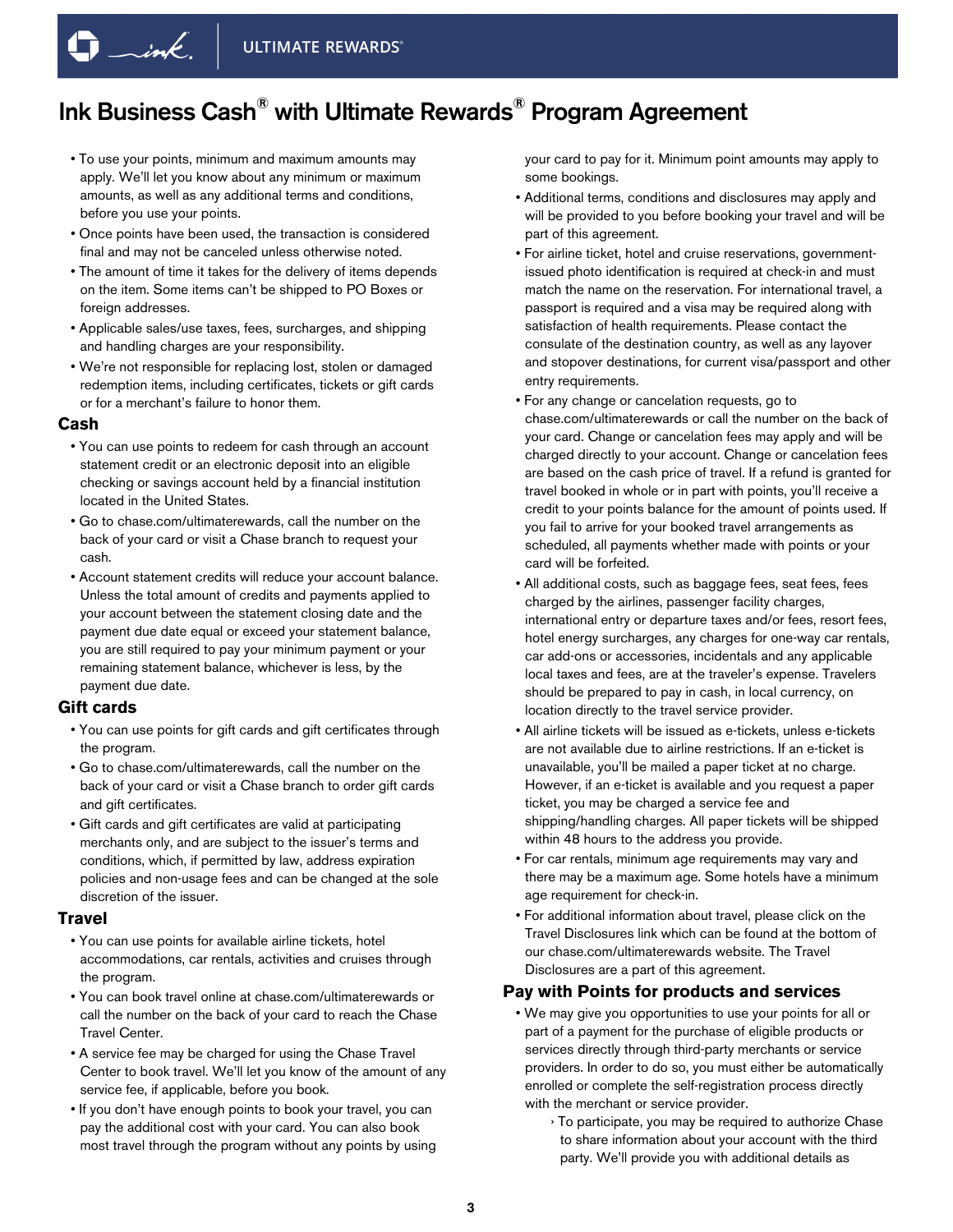# Ink Business Cash® with Ultimate Rewards® Program Agreement

- To use your points, minimum and maximum amounts may apply. We'll let you know about any minimum or maximum amounts, as well as any additional terms and conditions, before you use your points.
- Once points have been used, the transaction is considered final and may not be canceled unless otherwise noted.
- The amount of time it takes for the delivery of items depends on the item. Some items can't be shipped to PO Boxes or foreign addresses.
- Applicable sales/use taxes, fees, surcharges, and shipping and handling charges are your responsibility.
- We're not responsible for replacing lost, stolen or damaged redemption items, including certificates, tickets or gift cards or for a merchant's failure to honor them.

## Cash

- You can use points to redeem for cash through an account statement credit or an electronic deposit into an eligible checking or savings account held by a financial institution located in the United States.
- Go to chase.com/ultimaterewards, call the number on the back of your card or visit a Chase branch to request your cash.
- Account statement credits will reduce your account balance. Unless the total amount of credits and payments applied to your account between the statement closing date and the payment due date equal or exceed your statement balance, you are still required to pay your minimum payment or your remaining statement balance, whichever is less, by the payment due date.

## Gift cards

- You can use points for gift cards and gift certificates through the program.
- Go to chase.com/ultimaterewards, call the number on the back of your card or visit a Chase branch to order gift cards and gift certificates.
- Gift cards and gift certificates are valid at participating merchants only, and are subject to the issuer's terms and conditions, which, if permitted by law, address expiration policies and non-usage fees and can be changed at the sole discretion of the issuer.

## Travel

- You can use points for available airline tickets, hotel accommodations, car rentals, activities and cruises through the program.
- You can book travel online at chase.com/ultimaterewards or call the number on the back of your card to reach the Chase Travel Center.
- A service fee may be charged for using the Chase Travel Center to book travel. We'll let you know of the amount of any service fee, if applicable, before you book.
- If you don't have enough points to book your travel, you can pay the additional cost with your card. You can also book most travel through the program without any points by using your card to pay for it. Minimum point amounts may apply to some bookings.
- Additional terms, conditions and disclosures may apply and will be provided to you before booking your travel and will be part of this agreement.
- For airline ticket, hotel and cruise reservations, government-issued photo identification is required at check-in and must match the name on the reservation. For international travel, a passport is required and a visa may be required along with satisfaction of health requirements. Please contact the consulate of the destination country, as well as any layover and stopover destinations, for current visa/passport and other entry requirements.
- For any change or cancelation requests, go to chase.com/ultimaterewards or call the number on the back of your card. Change or cancelation fees may apply and will be charged directly to your account. Change or cancelation fees are based on the cash price of travel. If a refund is granted for travel booked in whole or in part with points, you'll receive a credit to your points balance for the amount of points used. If you fail to arrive for your booked travel arrangements as scheduled, all payments whether made with points or your card will be forfeited.
- All additional costs, such as baggage fees, seat fees, fees charged by the airlines, passenger facility charges, international entry or departure taxes and/or fees, resort fees, hotel energy surcharges, any charges for one-way car rentals, car add-ons or accessories, incidentals and any applicable local taxes and fees, are at the traveler's expense. Travelers should be prepared to pay in cash, in local currency, on location directly to the travel service provider.
- All airline tickets will be issued as e-tickets, unless e-tickets are not available due to airline restrictions. If an e-ticket is unavailable, you'll be mailed a paper ticket at no charge. However, if an e-ticket is available and you request a paper ticket, you may be charged a service fee and shipping/handling charges. All paper tickets will be shipped within 48 hours to the address you provide.
- For car rentals, minimum age requirements may vary and there may be a maximum age. Some hotels have a minimum age requirement for check-in.
- For additional information about travel, please click on the Travel Disclosures link which can be found at the bottom of our chase.com/ultimaterewards website. The Travel Disclosures are a part of this agreement.

## Pay with Points for products and services

- We may give you opportunities to use your points for all or part of a payment for the purchase of eligible products or services directly through third-party merchants or service providers. In order to do so, you must either be automatically enrolled or complete the self-registration process directly with the merchant or service provider.
  - To participate, you may be required to authorize Chase to share information about your account with the third party. We'll provide you with additional details as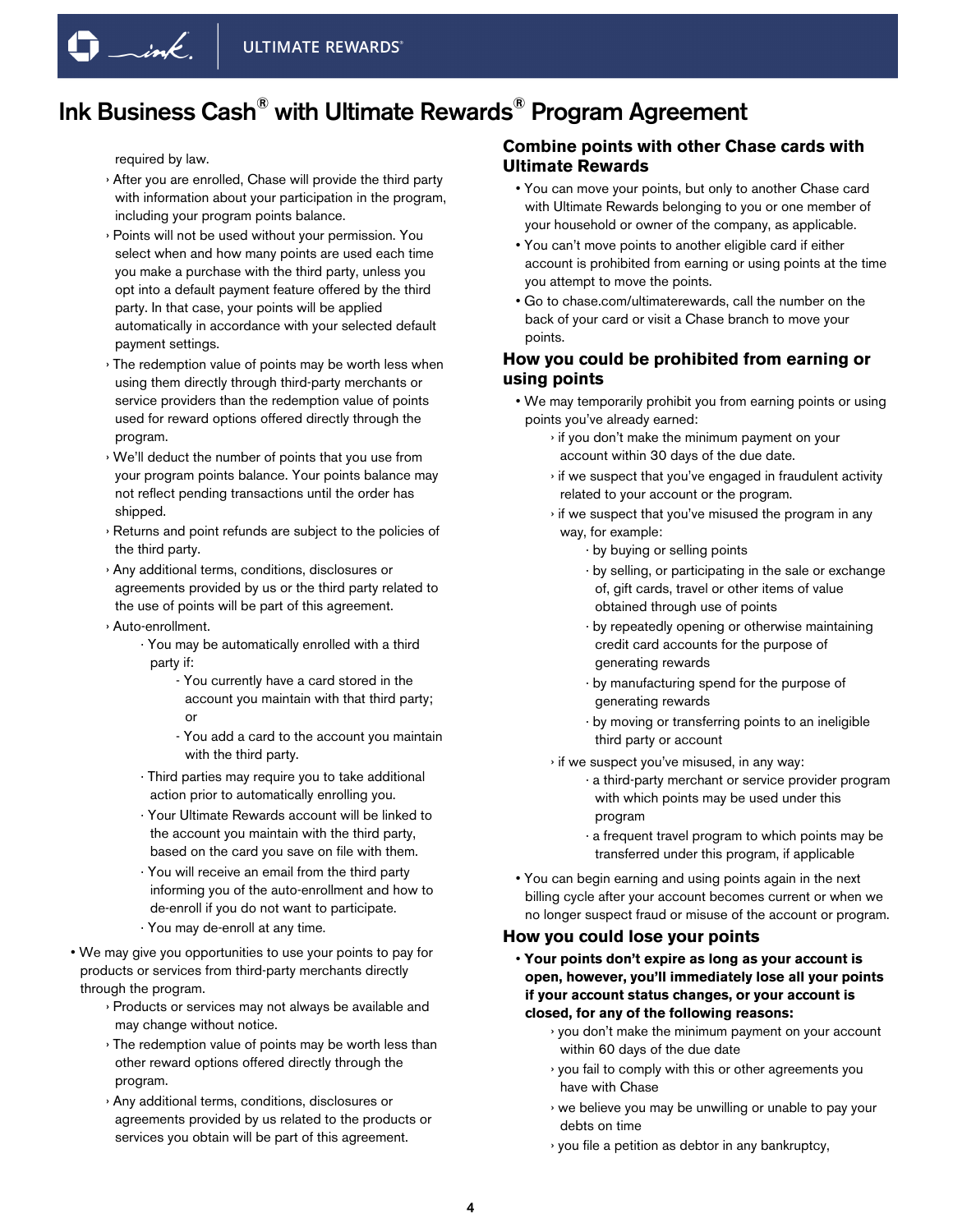# Ink Business Cash® with Ultimate Rewards® Program Agreement

required by law.

- › After you are enrolled, Chase will provide the third party with information about your participation in the program, including your program points balance.
- › Points will not be used without your permission. You select when and how many points are used each time you make a purchase with the third party, unless you opt into a default payment feature offered by the third party. In that case, your points will be applied automatically in accordance with your selected default payment settings.
- › The redemption value of points may be worth less when using them directly through third-party merchants or service providers than the redemption value of points used for reward options offered directly through the program.
- › We'll deduct the number of points that you use from your program points balance. Your points balance may not reflect pending transactions until the order has shipped.
- › Returns and point refunds are subject to the policies of the third party.
- › Any additional terms, conditions, disclosures or agreements provided by us or the third party related to the use of points will be part of this agreement.
- › Auto-enrollment.
  - · You may be automatically enrolled with a third party if:
    - - You currently have a card stored in the account you maintain with that third party; or
    - - You add a card to the account you maintain with the third party.
  - · Third parties may require you to take additional action prior to automatically enrolling you.
  - · Your Ultimate Rewards account will be linked to the account you maintain with the third party, based on the card you save on file with them.
  - · You will receive an email from the third party informing you of the auto-enrollment and how to de-enroll if you do not want to participate.
  - · You may de-enroll at any time.

- We may give you opportunities to use your points to pay for products or services from third-party merchants directly through the program.
  - › Products or services may not always be available and may change without notice.
  - › The redemption value of points may be worth less than other reward options offered directly through the program.
  - › Any additional terms, conditions, disclosures or agreements provided by us related to the products or services you obtain will be part of this agreement.

## Combine points with other Chase cards with Ultimate Rewards

- You can move your points, but only to another Chase card with Ultimate Rewards belonging to you or one member of your household or owner of the company, as applicable.
- You can't move points to another eligible card if either account is prohibited from earning or using points at the time you attempt to move the points.
- Go to chase.com/ultimaterewards, call the number on the back of your card or visit a Chase branch to move your points.

## How you could be prohibited from earning or using points

- We may temporarily prohibit you from earning points or using points you've already earned:
  - › if you don't make the minimum payment on your account within 30 days of the due date.
  - › if we suspect that you've engaged in fraudulent activity related to your account or the program.
  - › if we suspect that you've misused the program in any way, for example:
    - · by buying or selling points
    - · by selling, or participating in the sale or exchange of, gift cards, travel or other items of value obtained through use of points
    - · by repeatedly opening or otherwise maintaining credit card accounts for the purpose of generating rewards
    - · by manufacturing spend for the purpose of generating rewards
    - · by moving or transferring points to an ineligible third party or account
  - › if we suspect you've misused, in any way:
    - · a third-party merchant or service provider program with which points may be used under this program
    - · a frequent travel program to which points may be transferred under this program, if applicable
- You can begin earning and using points again in the next billing cycle after your account becomes current or when we no longer suspect fraud or misuse of the account or program.

## How you could lose your points

- **Your points don't expire as long as your account is open, however, you'll immediately lose all your points if your account status changes, or your account is closed, for any of the following reasons:**
  - › you don't make the minimum payment on your account within 60 days of the due date
  - › you fail to comply with this or other agreements you have with Chase
  - › we believe you may be unwilling or unable to pay your debts on time
  - › you file a petition as debtor in any bankruptcy,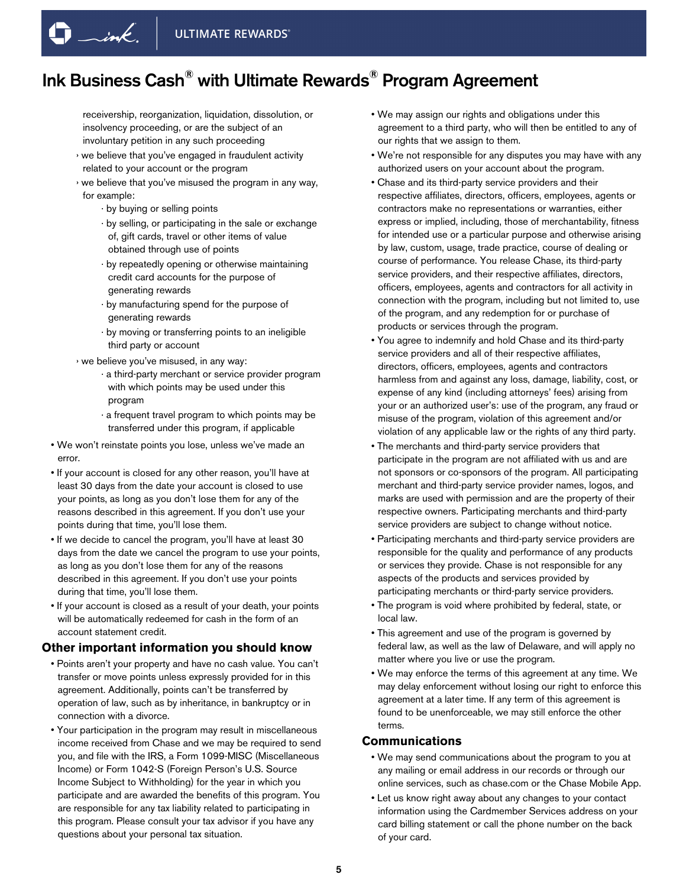receivership, reorganization, liquidation, dissolution, or insolvency proceeding, or are the subject of an involuntary petition in any such proceeding

- › we believe that you've engaged in fraudulent activity related to your account or the program
- › we believe that you've misused the program in any way, for example:
  - · by buying or selling points
  - · by selling, or participating in the sale or exchange of, gift cards, travel or other items of value obtained through use of points
  - · by repeatedly opening or otherwise maintaining credit card accounts for the purpose of generating rewards
  - · by manufacturing spend for the purpose of generating rewards
  - · by moving or transferring points to an ineligible third party or account
- › we believe you've misused, in any way:
  - · a third-party merchant or service provider program with which points may be used under this program
  - · a frequent travel program to which points may be transferred under this program, if applicable

- We won't reinstate points you lose, unless we've made an error.
- If your account is closed for any other reason, you'll have at least 30 days from the date your account is closed to use your points, as long as you don't lose them for any of the reasons described in this agreement. If you don't use your points during that time, you'll lose them.
- If we decide to cancel the program, you'll have at least 30 days from the date we cancel the program to use your points, as long as you don't lose them for any of the reasons described in this agreement. If you don't use your points during that time, you'll lose them.
- If your account is closed as a result of your death, your points will be automatically redeemed for cash in the form of an account statement credit.

## Other important information you should know

- Points aren't your property and have no cash value. You can't transfer or move points unless expressly provided for in this agreement. Additionally, points can't be transferred by operation of law, such as by inheritance, in bankruptcy or in connection with a divorce.
- Your participation in the program may result in miscellaneous income received from Chase and we may be required to send you, and file with the IRS, a Form 1099-MISC (Miscellaneous Income) or Form 1042-S (Foreign Person's U.S. Source Income Subject to Withholding) for the year in which you participate and are awarded the benefits of this program. You are responsible for any tax liability related to participating in this program. Please consult your tax advisor if you have any questions about your personal tax situation.
- We may assign our rights and obligations under this agreement to a third party, who will then be entitled to any of our rights that we assign to them.
- We're not responsible for any disputes you may have with any authorized users on your account about the program.
- Chase and its third-party service providers and their respective affiliates, directors, officers, employees, agents or contractors make no representations or warranties, either express or implied, including, those of merchantability, fitness for intended use or a particular purpose and otherwise arising by law, custom, usage, trade practice, course of dealing or course of performance. You release Chase, its third-party service providers, and their respective affiliates, directors, officers, employees, agents and contractors for all activity in connection with the program, including but not limited to, use of the program, and any redemption for or purchase of products or services through the program.
- You agree to indemnify and hold Chase and its third-party service providers and all of their respective affiliates, directors, officers, employees, agents and contractors harmless from and against any loss, damage, liability, cost, or expense of any kind (including attorneys' fees) arising from your or an authorized user's: use of the program, any fraud or misuse of the program, violation of this agreement and/or violation of any applicable law or the rights of any third party.
- The merchants and third-party service providers that participate in the program are not affiliated with us and are not sponsors or co-sponsors of the program. All participating merchant and third-party service provider names, logos, and marks are used with permission and are the property of their respective owners. Participating merchants and third-party service providers are subject to change without notice.
- Participating merchants and third-party service providers are responsible for the quality and performance of any products or services they provide. Chase is not responsible for any aspects of the products and services provided by participating merchants or third-party service providers.
- The program is void where prohibited by federal, state, or local law.
- This agreement and use of the program is governed by federal law, as well as the law of Delaware, and will apply no matter where you live or use the program.
- We may enforce the terms of this agreement at any time. We may delay enforcement without losing our right to enforce this agreement at a later time. If any term of this agreement is found to be unenforceable, we may still enforce the other terms.

## Communications

- We may send communications about the program to you at any mailing or email address in our records or through our online services, such as chase.com or the Chase Mobile App.
- Let us know right away about any changes to your contact information using the Cardmember Services address on your card billing statement or call the phone number on the back of your card.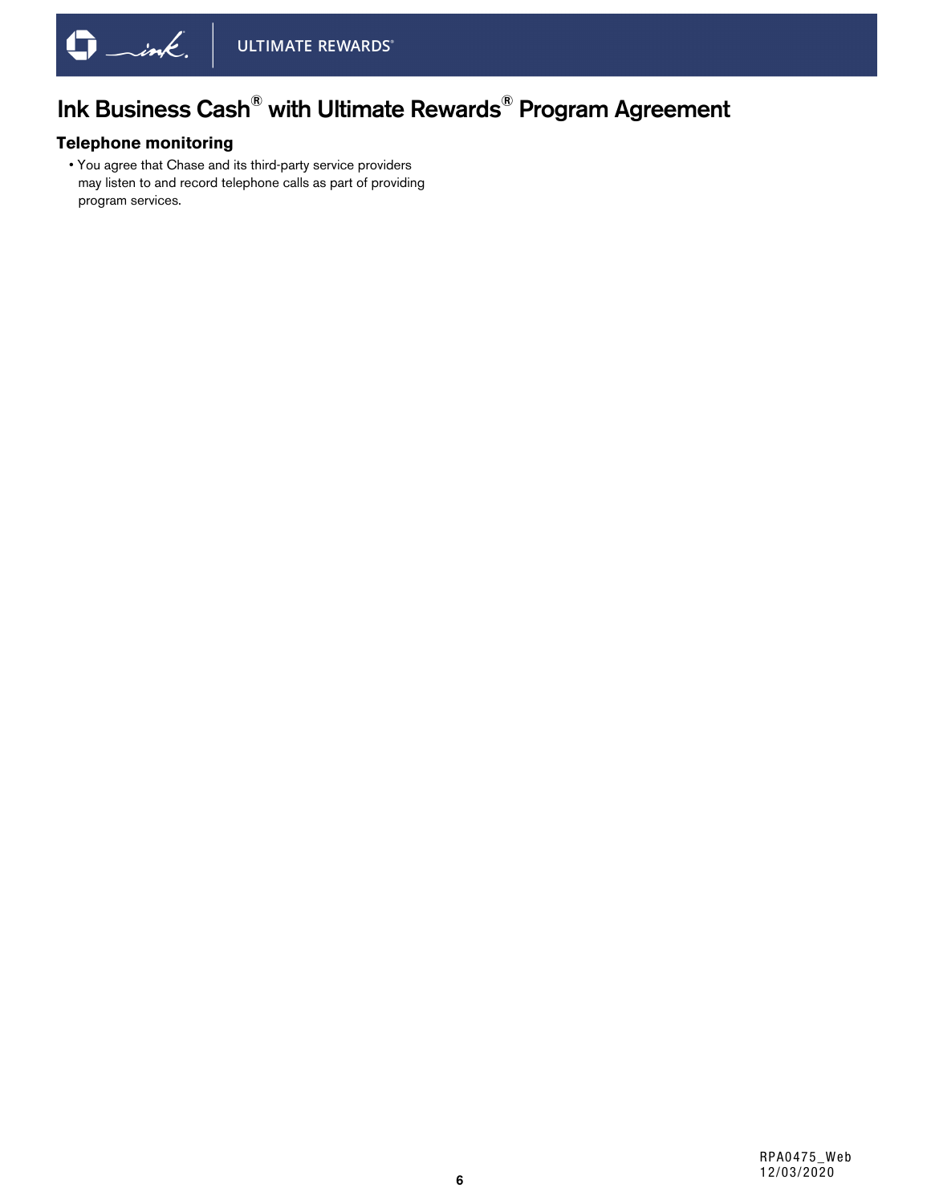## Telephone monitoring

- You agree that Chase and its third-party service providers may listen to and record telephone calls as part of providing program services.

RPA0475_Web
12/03/2020